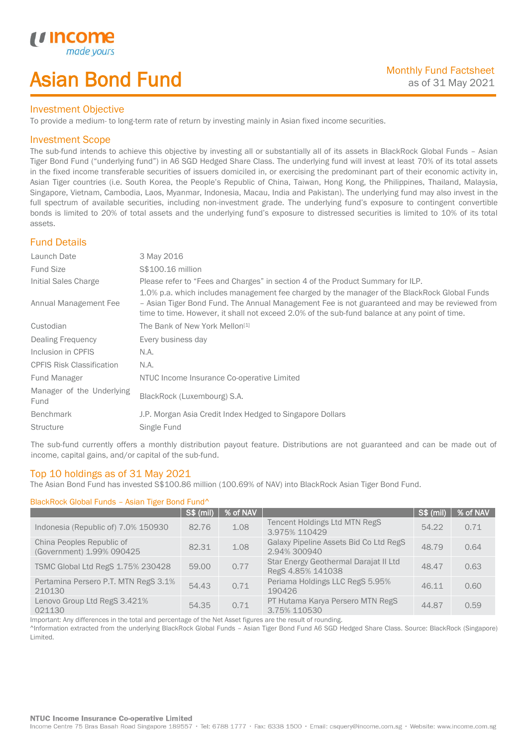income made yours

# Asian Bond Fund

Monthly Fund Factsheet
as of 31 May 2021

## Investment Objective

To provide a medium- to long-term rate of return by investing mainly in Asian fixed income securities.

## Investment Scope

The sub-fund intends to achieve this objective by investing all or substantially all of its assets in BlackRock Global Funds – Asian Tiger Bond Fund ("underlying fund") in A6 SGD Hedged Share Class. The underlying fund will invest at least 70% of its total assets in the fixed income transferable securities of issuers domiciled in, or exercising the predominant part of their economic activity in, Asian Tiger countries (i.e. South Korea, the People's Republic of China, Taiwan, Hong Kong, the Philippines, Thailand, Malaysia, Singapore, Vietnam, Cambodia, Laos, Myanmar, Indonesia, Macau, India and Pakistan). The underlying fund may also invest in the full spectrum of available securities, including non-investment grade. The underlying fund's exposure to contingent convertible bonds is limited to 20% of total assets and the underlying fund's exposure to distressed securities is limited to 10% of its total assets.

## Fund Details

| | |
|---|---|
| Launch Date | 3 May 2016 |
| Fund Size | S$100.16 million |
| Initial Sales Charge | Please refer to "Fees and Charges" in section 4 of the Product Summary for ILP. |
| Annual Management Fee | 1.0% p.a. which includes management fee charged by the manager of the BlackRock Global Funds – Asian Tiger Bond Fund. The Annual Management Fee is not guaranteed and may be reviewed from time to time. However, it shall not exceed 2.0% of the sub-fund balance at any point of time. |
| Custodian | The Bank of New York Mellon[1] |
| Dealing Frequency | Every business day |
| Inclusion in CPFIS | N.A. |
| CPFIS Risk Classification | N.A. |
| Fund Manager | NTUC Income Insurance Co-operative Limited |
| Manager of the Underlying Fund | BlackRock (Luxembourg) S.A. |
| Benchmark | J.P. Morgan Asia Credit Index Hedged to Singapore Dollars |
| Structure | Single Fund |

The sub-fund currently offers a monthly distribution payout feature. Distributions are not guaranteed and can be made out of income, capital gains, and/or capital of the sub-fund.

## Top 10 holdings as of 31 May 2021

The Asian Bond Fund has invested S$100.86 million (100.69% of NAV) into BlackRock Asian Tiger Bond Fund.

BlackRock Global Funds – Asian Tiger Bond Fund^

| | S$ (mil) | % of NAV | | S$ (mil) | % of NAV |
|---|---|---|---|---|---|
| Indonesia (Republic of) 7.0% 150930 | 82.76 | 1.08 | Tencent Holdings Ltd MTN RegS 3.975% 110429 | 54.22 | 0.71 |
| China Peoples Republic of (Government) 1.99% 090425 | 82.31 | 1.08 | Galaxy Pipeline Assets Bid Co Ltd RegS 2.94% 300940 | 48.79 | 0.64 |
| TSMC Global Ltd RegS 1.75% 230428 | 59.00 | 0.77 | Star Energy Geothermal Darajat II Ltd RegS 4.85% 141038 | 48.47 | 0.63 |
| Pertamina Persero P.T. MTN RegS 3.1% 210130 | 54.43 | 0.71 | Periama Holdings LLC RegS 5.95% 190426 | 46.11 | 0.60 |
| Lenovo Group Ltd RegS 3.421% 021130 | 54.35 | 0.71 | PT Hutama Karya Persero MTN RegS 3.75% 110530 | 44.87 | 0.59 |

Important: Any differences in the total and percentage of the Net Asset figures are the result of rounding.

^Information extracted from the underlying BlackRock Global Funds – Asian Tiger Bond Fund A6 SGD Hedged Share Class. Source: BlackRock (Singapore) Limited.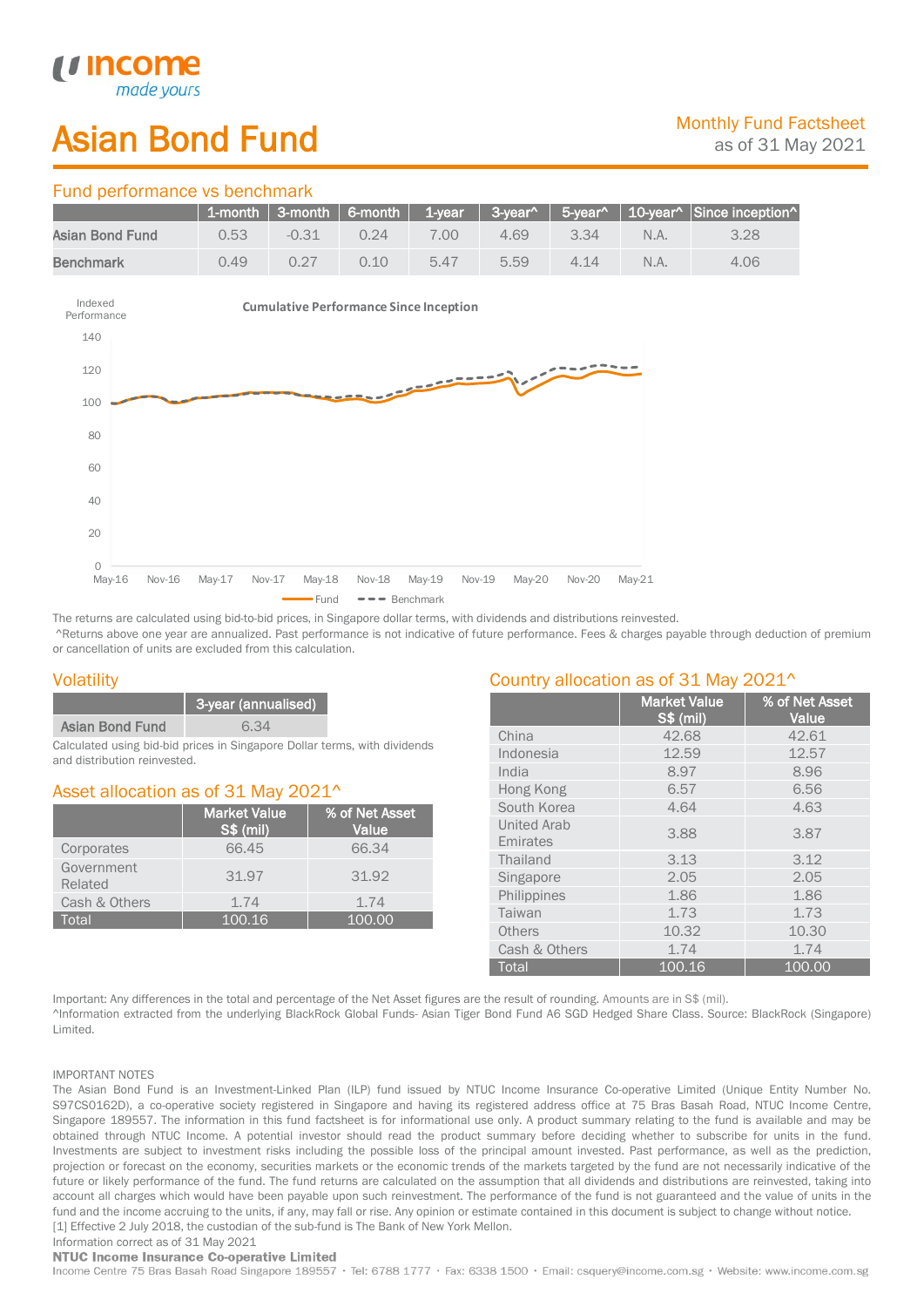# Asian Bond Fund

Monthly Fund Factsheet
as of 31 May 2021

## Fund performance vs benchmark

| | 1-month | 3-month | 6-month | 1-year | 3-year^ | 5-year^ | 10-year^ | Since inception^ |
|---|---|---|---|---|---|---|---|---|
| Asian Bond Fund | 0.53 | -0.31 | 0.24 | 7.00 | 4.69 | 3.34 | N.A. | 3.28 |
| Benchmark | 0.49 | 0.27 | 0.10 | 5.47 | 5.59 | 4.14 | N.A. | 4.06 |

Cumulative Performance Since Inception

Indexed Performance

140
120
100
80
60
40
20
0

May-16 Nov-16 May-17 Nov-17 May-18 Nov-18 May-19 Nov-19 May-20 Nov-20 May-21

Fund Benchmark

The returns are calculated using bid-to-bid prices, in Singapore dollar terms, with dividends and distributions reinvested.
^Returns above one year are annualized. Past performance is not indicative of future performance. Fees & charges payable through deduction of premium or cancellation of units are excluded from this calculation.

## Volatility

| | 3-year (annualised) |
|---|---|
| Asian Bond Fund | 6.34 |

Calculated using bid-bid prices in Singapore Dollar terms, with dividends and distribution reinvested.

## Asset allocation as of 31 May 2021^

| | Market Value S$ (mil) | % of Net Asset Value |
|---|---|---|
| Corporates | 66.45 | 66.34 |
| Government Related | 31.97 | 31.92 |
| Cash & Others | 1.74 | 1.74 |
| Total | 100.16 | 100.00 |

## Country allocation as of 31 May 2021^

| | Market Value S$ (mil) | % of Net Asset Value |
|---|---|---|
| China | 42.68 | 42.61 |
| Indonesia | 12.59 | 12.57 |
| India | 8.97 | 8.96 |
| Hong Kong | 6.57 | 6.56 |
| South Korea | 4.64 | 4.63 |
| United Arab Emirates | 3.88 | 3.87 |
| Thailand | 3.13 | 3.12 |
| Singapore | 2.05 | 2.05 |
| Philippines | 1.86 | 1.86 |
| Taiwan | 1.73 | 1.73 |
| Others | 10.32 | 10.30 |
| Cash & Others | 1.74 | 1.74 |
| Total | 100.16 | 100.00 |

Important: Any differences in the total and percentage of the Net Asset figures are the result of rounding. Amounts are in S$ (mil).
^Information extracted from the underlying BlackRock Global Funds- Asian Tiger Bond Fund A6 SGD Hedged Share Class. Source: BlackRock (Singapore) Limited.

IMPORTANT NOTES

The Asian Bond Fund is an Investment-Linked Plan (ILP) fund issued by NTUC Income Insurance Co-operative Limited (Unique Entity Number No. S97CS0162D), a co-operative society registered in Singapore and having its registered address office at 75 Bras Basah Road, NTUC Income Centre, Singapore 189557. The information in this fund factsheet is for informational use only. A product summary relating to the fund is available and may be obtained through NTUC Income. A potential investor should read the product summary before deciding whether to subscribe for units in the fund. Investments are subject to investment risks including the possible loss of the principal amount invested. Past performance, as well as the prediction, projection or forecast on the economy, securities markets or the economic trends of the markets targeted by the fund are not necessarily indicative of the future or likely performance of the fund. The fund returns are calculated on the assumption that all dividends and distributions are reinvested, taking into account all charges which would have been payable upon such reinvestment. The performance of the fund is not guaranteed and the value of units in the fund and the income accruing to the units, if any, may fall or rise. Any opinion or estimate contained in this document is subject to change without notice.
[1] Effective 2 July 2018, the custodian of the sub-fund is The Bank of New York Mellon.
Information correct as of 31 May 2021

**NTUC Income Insurance Co-operative Limited**
Income Centre 75 Bras Basah Road Singapore 189557 · Tel: 6788 1777 · Fax: 6338 1500 · Email: csquery@income.com.sg · Website: www.income.com.sg